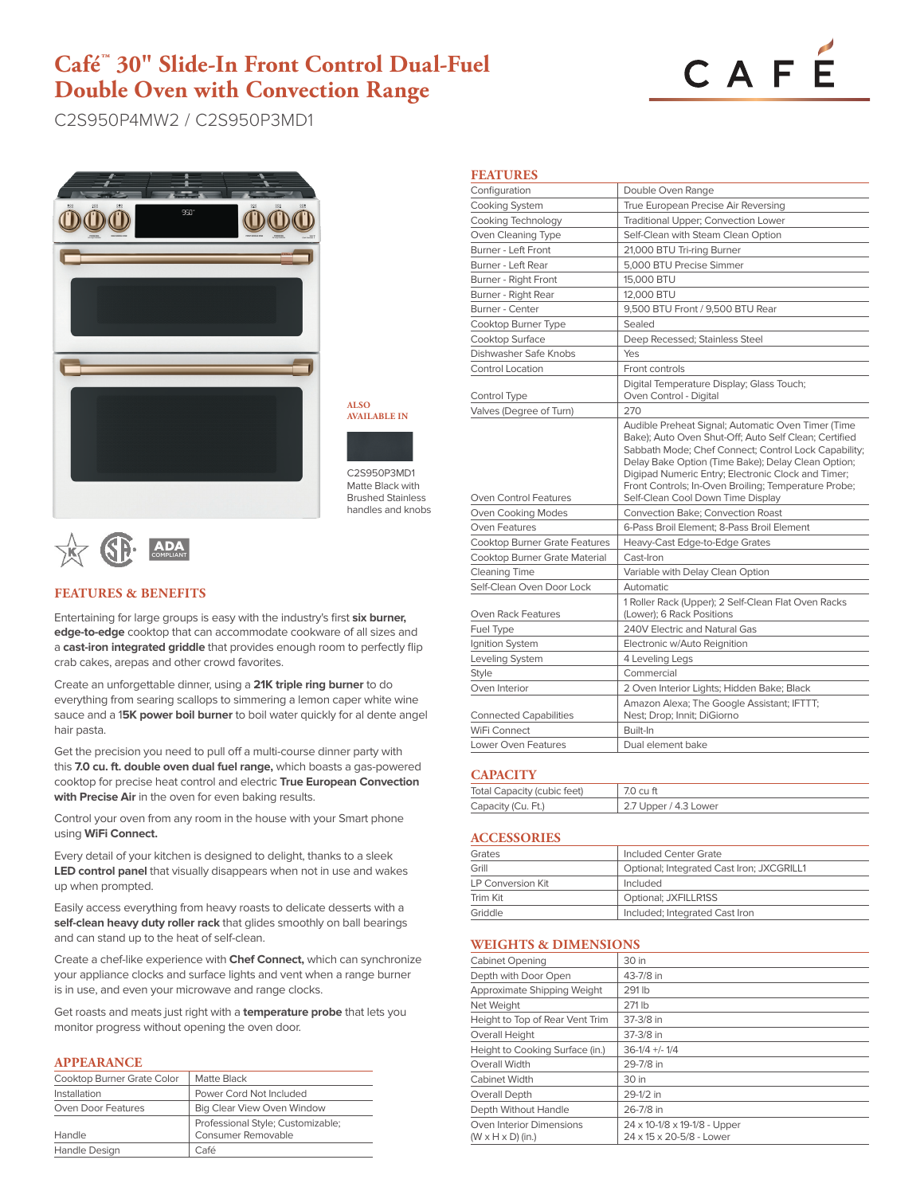# Café™ 30" Slide-In Front Control Dual-Fuel Double Oven with Convection Range

C2S950P4MW2 / C2S950P3MD1

**ALSO AVAILABLE IN**

C2S950P3MD1
Matte Black with Brushed Stainless handles and knobs

## FEATURES & BENEFITS

Entertaining for large groups is easy with the industry's first **six burner, edge-to-edge** cooktop that can accommodate cookware of all sizes and a **cast-iron integrated griddle** that provides enough room to perfectly flip crab cakes, arepas and other crowd favorites.

Create an unforgettable dinner, using a **21K triple ring burner** to do everything from searing scallops to simmering a lemon caper white wine sauce and a 1**5K power boil burner** to boil water quickly for al dente angel hair pasta.

Get the precision you need to pull off a multi-course dinner party with this **7.0 cu. ft. double oven dual fuel range,** which boasts a gas-powered cooktop for precise heat control and electric **True European Convection with Precise Air** in the oven for even baking results.

Control your oven from any room in the house with your Smart phone using **WiFi Connect.**

Every detail of your kitchen is designed to delight, thanks to a sleek **LED control panel** that visually disappears when not in use and wakes up when prompted.

Easily access everything from heavy roasts to delicate desserts with a **self-clean heavy duty roller rack** that glides smoothly on ball bearings and can stand up to the heat of self-clean.

Create a chef-like experience with **Chef Connect,** which can synchronize your appliance clocks and surface lights and vent when a range burner is in use, and even your microwave and range clocks.

Get roasts and meats just right with a **temperature probe** that lets you monitor progress without opening the oven door.

## APPEARANCE

| | |
|---|---|
| Cooktop Burner Grate Color | Matte Black |
| Installation | Power Cord Not Included |
| Oven Door Features | Big Clear View Oven Window |
| Handle | Professional Style; Customizable; Consumer Removable |
| Handle Design | Café |

## FEATURES

| | |
|---|---|
| Configuration | Double Oven Range |
| Cooking System | True European Precise Air Reversing |
| Cooking Technology | Traditional Upper; Convection Lower |
| Oven Cleaning Type | Self-Clean with Steam Clean Option |
| Burner - Left Front | 21,000 BTU Tri-ring Burner |
| Burner - Left Rear | 5,000 BTU Precise Simmer |
| Burner - Right Front | 15,000 BTU |
| Burner - Right Rear | 12,000 BTU |
| Burner - Center | 9,500 BTU Front / 9,500 BTU Rear |
| Cooktop Burner Type | Sealed |
| Cooktop Surface | Deep Recessed; Stainless Steel |
| Dishwasher Safe Knobs | Yes |
| Control Location | Front controls |
| Control Type | Digital Temperature Display; Glass Touch; Oven Control - Digital |
| Valves (Degree of Turn) | 270 |
| Oven Control Features | Audible Preheat Signal; Automatic Oven Timer (Time Bake); Auto Oven Shut-Off; Auto Self Clean; Certified Sabbath Mode; Chef Connect; Control Lock Capability; Delay Bake Option (Time Bake); Delay Clean Option; Digipad Numeric Entry; Electronic Clock and Timer; Front Controls; In-Oven Broiling; Temperature Probe; Self-Clean Cool Down Time Display |
| Oven Cooking Modes | Convection Bake; Convection Roast |
| Oven Features | 6-Pass Broil Element; 8-Pass Broil Element |
| Cooktop Burner Grate Features | Heavy-Cast Edge-to-Edge Grates |
| Cooktop Burner Grate Material | Cast-Iron |
| Cleaning Time | Variable with Delay Clean Option |
| Self-Clean Oven Door Lock | Automatic |
| Oven Rack Features | 1 Roller Rack (Upper); 2 Self-Clean Flat Oven Racks (Lower); 6 Rack Positions |
| Fuel Type | 240V Electric and Natural Gas |
| Ignition System | Electronic w/Auto Reignition |
| Leveling System | 4 Leveling Legs |
| Style | Commercial |
| Oven Interior | 2 Oven Interior Lights; Hidden Bake; Black |
| Connected Capabilities | Amazon Alexa; The Google Assistant; IFTTT; Nest; Drop; Innit; DiGiorno |
| WiFi Connect | Built-In |
| Lower Oven Features | Dual element bake |

## CAPACITY

| | |
|---|---|
| Total Capacity (cubic feet) | 7.0 cu ft |
| Capacity (Cu. Ft.) | 2.7 Upper / 4.3 Lower |

## ACCESSORIES

| | |
|---|---|
| Grates | Included Center Grate |
| Grill | Optional; Integrated Cast Iron; JXCGRILL1 |
| LP Conversion Kit | Included |
| Trim Kit | Optional; JXFILLR1SS |
| Griddle | Included; Integrated Cast Iron |

## WEIGHTS & DIMENSIONS

| | |
|---|---|
| Cabinet Opening | 30 in |
| Depth with Door Open | 43-7/8 in |
| Approximate Shipping Weight | 291 lb |
| Net Weight | 271 lb |
| Height to Top of Rear Vent Trim | 37-3/8 in |
| Overall Height | 37-3/8 in |
| Height to Cooking Surface (in.) | 36-1/4 +/- 1/4 |
| Overall Width | 29-7/8 in |
| Cabinet Width | 30 in |
| Overall Depth | 29-1/2 in |
| Depth Without Handle | 26-7/8 in |
| Oven Interior Dimensions (W x H x D) (in.) | 24 x 10-1/8 x 19-1/8 - Upper<br>24 x 15 x 20-5/8 - Lower |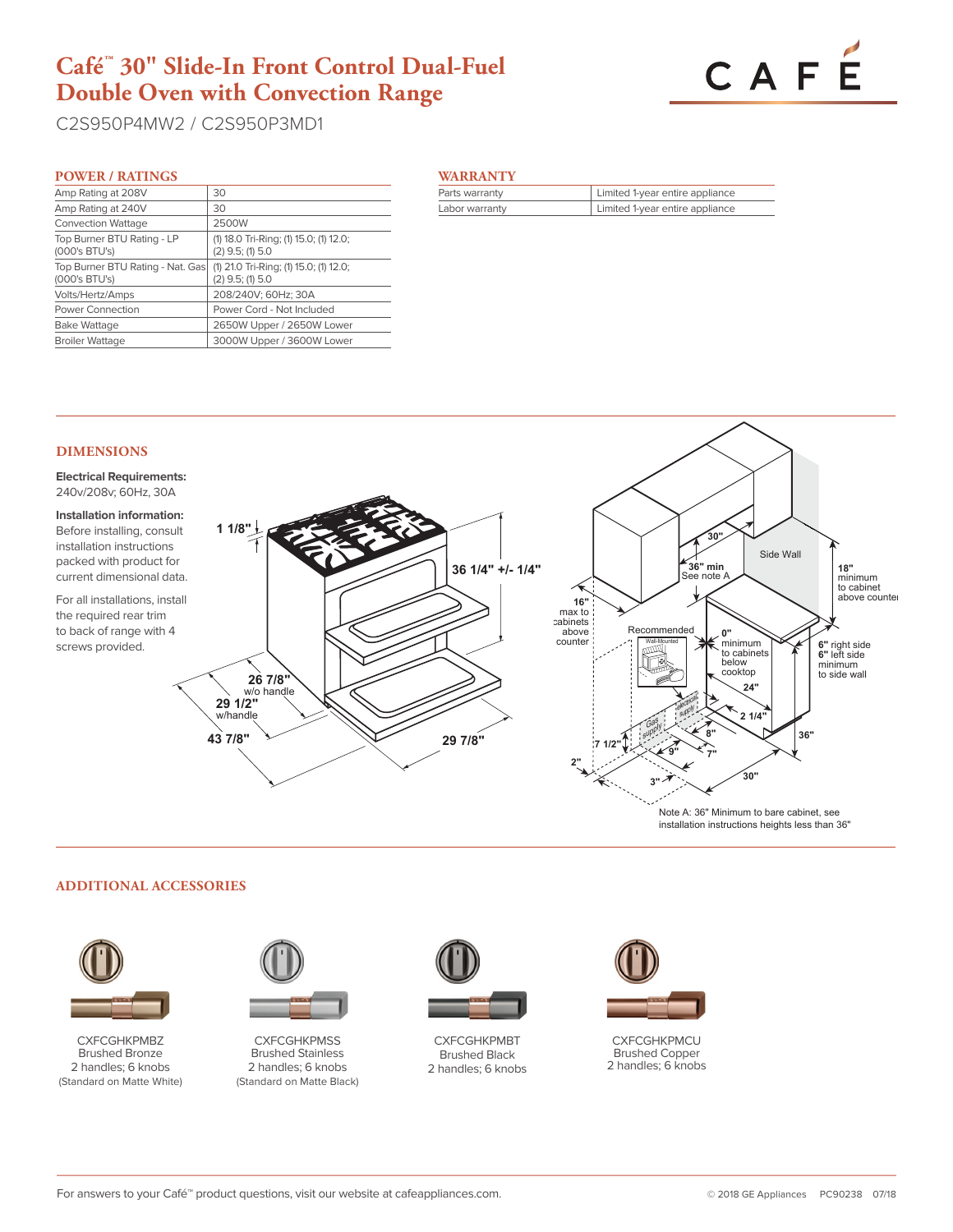# Café™ 30" Slide-In Front Control Dual-Fuel Double Oven with Convection Range

C2S950P4MW2 / C2S950P3MD1

## POWER / RATINGS

| | |
|---|---|
| Amp Rating at 208V | 30 |
| Amp Rating at 240V | 30 |
| Convection Wattage | 2500W |
| Top Burner BTU Rating - LP (000's BTU's) | (1) 18.0 Tri-Ring; (1) 15.0; (1) 12.0; (2) 9.5; (1) 5.0 |
| Top Burner BTU Rating - Nat. Gas (000's BTU's) | (1) 21.0 Tri-Ring; (1) 15.0; (1) 12.0; (2) 9.5; (1) 5.0 |
| Volts/Hertz/Amps | 208/240V; 60Hz; 30A |
| Power Connection | Power Cord - Not Included |
| Bake Wattage | 2650W Upper / 2650W Lower |
| Broiler Wattage | 3000W Upper / 3600W Lower |

## WARRANTY

| | |
|---|---|
| Parts warranty | Limited 1-year entire appliance |
| Labor warranty | Limited 1-year entire appliance |

## DIMENSIONS

**Electrical Requirements:**
240v/208v; 60Hz, 30A

**Installation information:**
Before installing, consult installation instructions packed with product for current dimensional data.

For all installations, install the required rear trim to back of range with 4 screws provided.

1 1/8"
36 1/4" +/- 1/4"
26 7/8" w/o handle
29 1/2" w/handle
43 7/8"
29 7/8"

30"
36" min
See note A
Side Wall
18" minimum to cabinet above counter
16" max to cabinets above counter
Recommended
Wall-Mounted
0" minimum to cabinets below cooktop
6" right side
6" left side minimum to side wall
24"
2 1/4"
Electrical supply
Gas supply
8"
7"
9"
7 1/2"
36"
2"
3"
30"

Note A: 36" Minimum to bare cabinet, see installation instructions heights less than 36"

## ADDITIONAL ACCESSORIES

CXFCGHKPMBZ
Brushed Bronze
2 handles; 6 knobs
(Standard on Matte White)

CXFCGHKPMSS
Brushed Stainless
2 handles; 6 knobs
(Standard on Matte Black)

CXFCGHKPMBT
Brushed Black
2 handles; 6 knobs

CXFCGHKPMCU
Brushed Copper
2 handles; 6 knobs

For answers to your Café™ product questions, visit our website at cafeappliances.com.

© 2018 GE Appliances PC90238 07/18